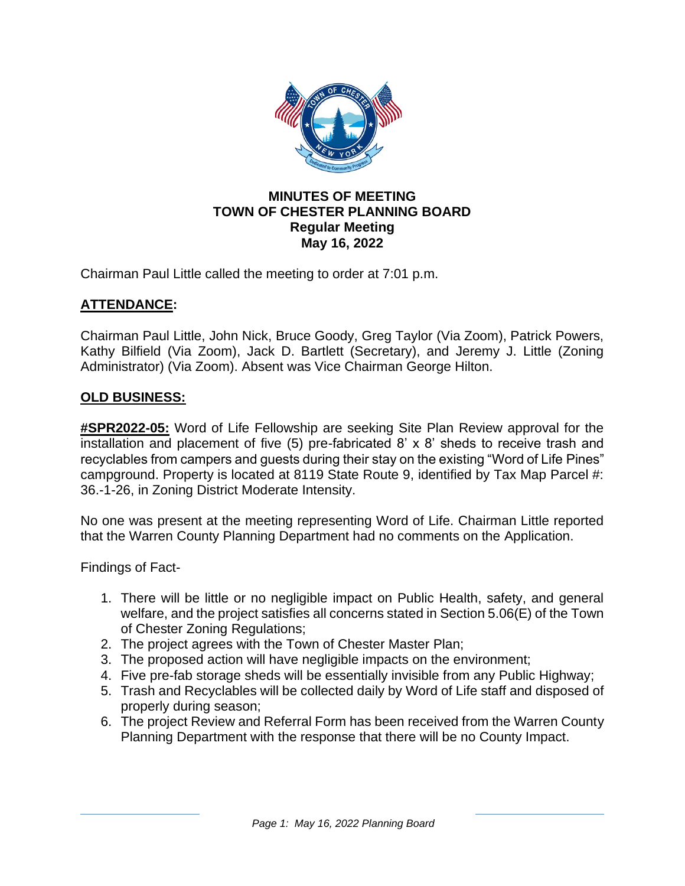# MINUTES OF MEETING
# TOWN OF CHESTER PLANNING BOARD
## Regular Meeting
## May 16, 2022

Chairman Paul Little called the meeting to order at 7:01 p.m.

**ATTENDANCE:**

Chairman Paul Little, John Nick, Bruce Goody, Greg Taylor (Via Zoom), Patrick Powers, Kathy Bilfield (Via Zoom), Jack D. Bartlett (Secretary), and Jeremy J. Little (Zoning Administrator) (Via Zoom). Absent was Vice Chairman George Hilton.

**OLD BUSINESS:**

**#SPR2022-05:** Word of Life Fellowship are seeking Site Plan Review approval for the installation and placement of five (5) pre-fabricated 8' x 8' sheds to receive trash and recyclables from campers and guests during their stay on the existing "Word of Life Pines" campground. Property is located at 8119 State Route 9, identified by Tax Map Parcel #: 36.-1-26, in Zoning District Moderate Intensity.

No one was present at the meeting representing Word of Life. Chairman Little reported that the Warren County Planning Department had no comments on the Application.

Findings of Fact-

1. There will be little or no negligible impact on Public Health, safety, and general welfare, and the project satisfies all concerns stated in Section 5.06(E) of the Town of Chester Zoning Regulations;
2. The project agrees with the Town of Chester Master Plan;
3. The proposed action will have negligible impacts on the environment;
4. Five pre-fab storage sheds will be essentially invisible from any Public Highway;
5. Trash and Recyclables will be collected daily by Word of Life staff and disposed of properly during season;
6. The project Review and Referral Form has been received from the Warren County Planning Department with the response that there will be no County Impact.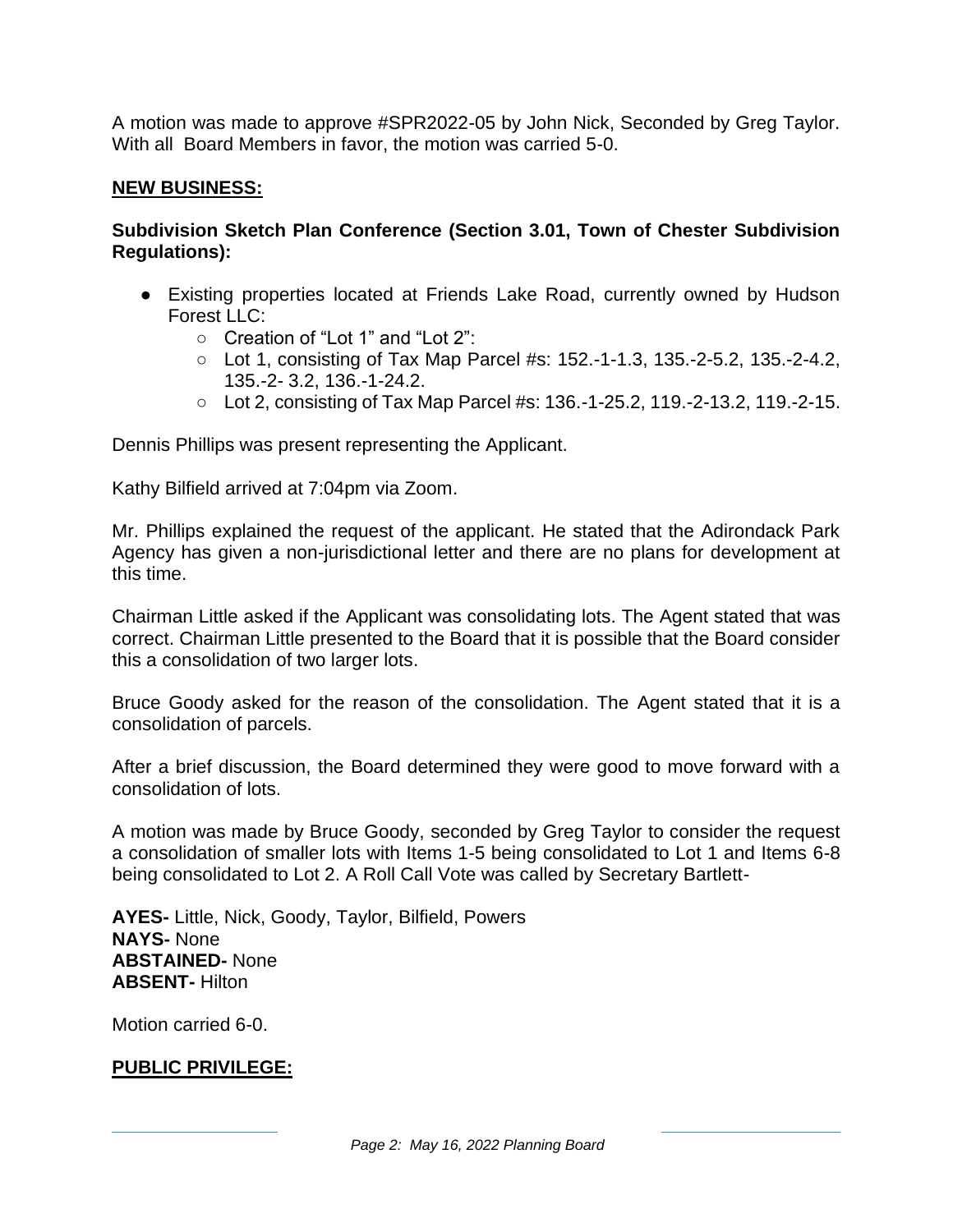A motion was made to approve #SPR2022-05 by John Nick, Seconded by Greg Taylor. With all Board Members in favor, the motion was carried 5-0.

## NEW BUSINESS:

### Subdivision Sketch Plan Conference (Section 3.01, Town of Chester Subdivision Regulations):

- Existing properties located at Friends Lake Road, currently owned by Hudson Forest LLC:
  - Creation of "Lot 1" and "Lot 2":
  - Lot 1, consisting of Tax Map Parcel #s: 152.-1-1.3, 135.-2-5.2, 135.-2-4.2, 135.-2- 3.2, 136.-1-24.2.
  - Lot 2, consisting of Tax Map Parcel #s: 136.-1-25.2, 119.-2-13.2, 119.-2-15.

Dennis Phillips was present representing the Applicant.

Kathy Bilfield arrived at 7:04pm via Zoom.

Mr. Phillips explained the request of the applicant. He stated that the Adirondack Park Agency has given a non-jurisdictional letter and there are no plans for development at this time.

Chairman Little asked if the Applicant was consolidating lots. The Agent stated that was correct. Chairman Little presented to the Board that it is possible that the Board consider this a consolidation of two larger lots.

Bruce Goody asked for the reason of the consolidation. The Agent stated that it is a consolidation of parcels.

After a brief discussion, the Board determined they were good to move forward with a consolidation of lots.

A motion was made by Bruce Goody, seconded by Greg Taylor to consider the request a consolidation of smaller lots with Items 1-5 being consolidated to Lot 1 and Items 6-8 being consolidated to Lot 2. A Roll Call Vote was called by Secretary Bartlett-

**AYES-** Little, Nick, Goody, Taylor, Bilfield, Powers
**NAYS-** None
**ABSTAINED-** None
**ABSENT-** Hilton

Motion carried 6-0.

## PUBLIC PRIVILEGE: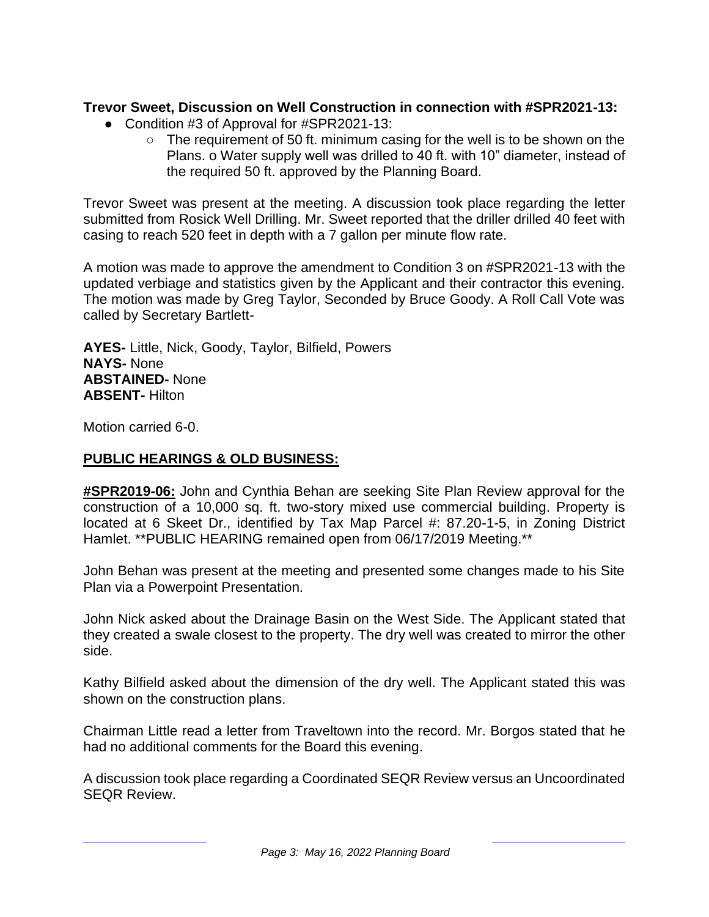**Trevor Sweet, Discussion on Well Construction in connection with #SPR2021-13:**

- Condition #3 of Approval for #SPR2021-13:
  - The requirement of 50 ft. minimum casing for the well is to be shown on the Plans. o Water supply well was drilled to 40 ft. with 10" diameter, instead of the required 50 ft. approved by the Planning Board.

Trevor Sweet was present at the meeting. A discussion took place regarding the letter submitted from Rosick Well Drilling. Mr. Sweet reported that the driller drilled 40 feet with casing to reach 520 feet in depth with a 7 gallon per minute flow rate.

A motion was made to approve the amendment to Condition 3 on #SPR2021-13 with the updated verbiage and statistics given by the Applicant and their contractor this evening. The motion was made by Greg Taylor, Seconded by Bruce Goody. A Roll Call Vote was called by Secretary Bartlett-

**AYES-** Little, Nick, Goody, Taylor, Bilfield, Powers
**NAYS-** None
**ABSTAINED-** None
**ABSENT-** Hilton

Motion carried 6-0.

## PUBLIC HEARINGS & OLD BUSINESS:

**#SPR2019-06:** John and Cynthia Behan are seeking Site Plan Review approval for the construction of a 10,000 sq. ft. two-story mixed use commercial building. Property is located at 6 Skeet Dr., identified by Tax Map Parcel #: 87.20-1-5, in Zoning District Hamlet. **PUBLIC HEARING remained open from 06/17/2019 Meeting.**

John Behan was present at the meeting and presented some changes made to his Site Plan via a Powerpoint Presentation.

John Nick asked about the Drainage Basin on the West Side. The Applicant stated that they created a swale closest to the property. The dry well was created to mirror the other side.

Kathy Bilfield asked about the dimension of the dry well. The Applicant stated this was shown on the construction plans.

Chairman Little read a letter from Traveltown into the record. Mr. Borgos stated that he had no additional comments for the Board this evening.

A discussion took place regarding a Coordinated SEQR Review versus an Uncoordinated SEQR Review.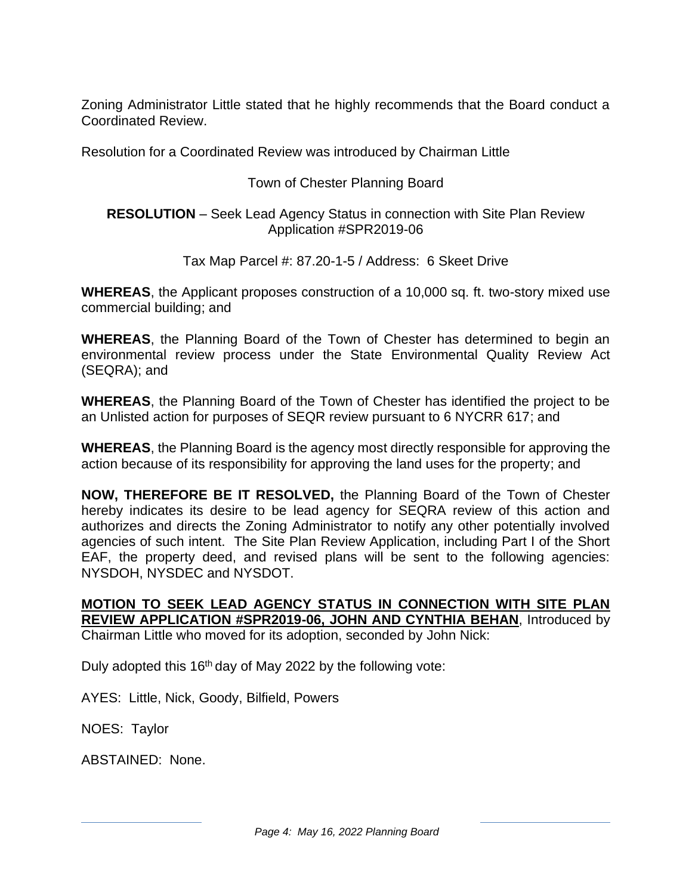Zoning Administrator Little stated that he highly recommends that the Board conduct a Coordinated Review.

Resolution for a Coordinated Review was introduced by Chairman Little

Town of Chester Planning Board

**RESOLUTION** – Seek Lead Agency Status in connection with Site Plan Review Application #SPR2019-06

Tax Map Parcel #: 87.20-1-5 / Address: 6 Skeet Drive

**WHEREAS**, the Applicant proposes construction of a 10,000 sq. ft. two-story mixed use commercial building; and

**WHEREAS**, the Planning Board of the Town of Chester has determined to begin an environmental review process under the State Environmental Quality Review Act (SEQRA); and

**WHEREAS**, the Planning Board of the Town of Chester has identified the project to be an Unlisted action for purposes of SEQR review pursuant to 6 NYCRR 617; and

**WHEREAS**, the Planning Board is the agency most directly responsible for approving the action because of its responsibility for approving the land uses for the property; and

**NOW, THEREFORE BE IT RESOLVED,** the Planning Board of the Town of Chester hereby indicates its desire to be lead agency for SEQRA review of this action and authorizes and directs the Zoning Administrator to notify any other potentially involved agencies of such intent. The Site Plan Review Application, including Part I of the Short EAF, the property deed, and revised plans will be sent to the following agencies: NYSDOH, NYSDEC and NYSDOT.

**MOTION TO SEEK LEAD AGENCY STATUS IN CONNECTION WITH SITE PLAN REVIEW APPLICATION #SPR2019-06, JOHN AND CYNTHIA BEHAN**, Introduced by Chairman Little who moved for its adoption, seconded by John Nick:

Duly adopted this 16th day of May 2022 by the following vote:

AYES: Little, Nick, Goody, Bilfield, Powers

NOES: Taylor

ABSTAINED: None.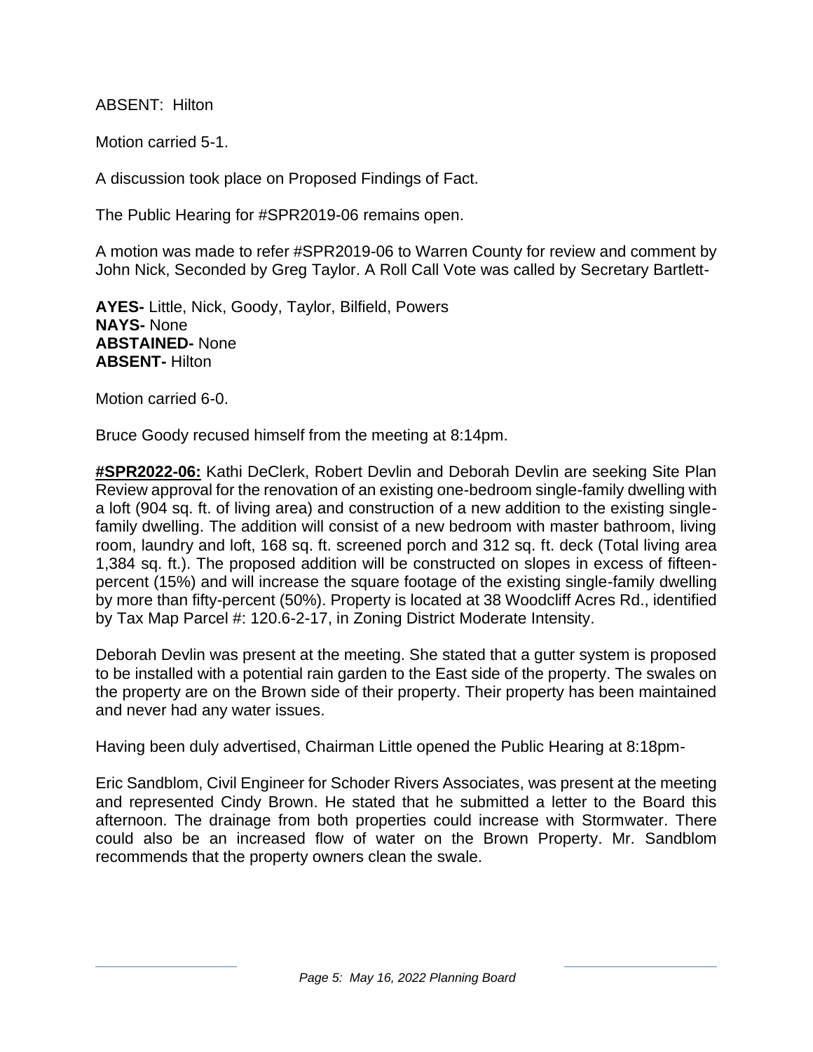ABSENT: Hilton

Motion carried 5-1.

A discussion took place on Proposed Findings of Fact.

The Public Hearing for #SPR2019-06 remains open.

A motion was made to refer #SPR2019-06 to Warren County for review and comment by John Nick, Seconded by Greg Taylor. A Roll Call Vote was called by Secretary Bartlett-

**AYES-** Little, Nick, Goody, Taylor, Bilfield, Powers
**NAYS-** None
**ABSTAINED-** None
**ABSENT-** Hilton

Motion carried 6-0.

Bruce Goody recused himself from the meeting at 8:14pm.

**#SPR2022-06:** Kathi DeClerk, Robert Devlin and Deborah Devlin are seeking Site Plan Review approval for the renovation of an existing one-bedroom single-family dwelling with a loft (904 sq. ft. of living area) and construction of a new addition to the existing single-family dwelling. The addition will consist of a new bedroom with master bathroom, living room, laundry and loft, 168 sq. ft. screened porch and 312 sq. ft. deck (Total living area 1,384 sq. ft.). The proposed addition will be constructed on slopes in excess of fifteen-percent (15%) and will increase the square footage of the existing single-family dwelling by more than fifty-percent (50%). Property is located at 38 Woodcliff Acres Rd., identified by Tax Map Parcel #: 120.6-2-17, in Zoning District Moderate Intensity.

Deborah Devlin was present at the meeting. She stated that a gutter system is proposed to be installed with a potential rain garden to the East side of the property. The swales on the property are on the Brown side of their property. Their property has been maintained and never had any water issues.

Having been duly advertised, Chairman Little opened the Public Hearing at 8:18pm-

Eric Sandblom, Civil Engineer for Schoder Rivers Associates, was present at the meeting and represented Cindy Brown. He stated that he submitted a letter to the Board this afternoon. The drainage from both properties could increase with Stormwater. There could also be an increased flow of water on the Brown Property. Mr. Sandblom recommends that the property owners clean the swale.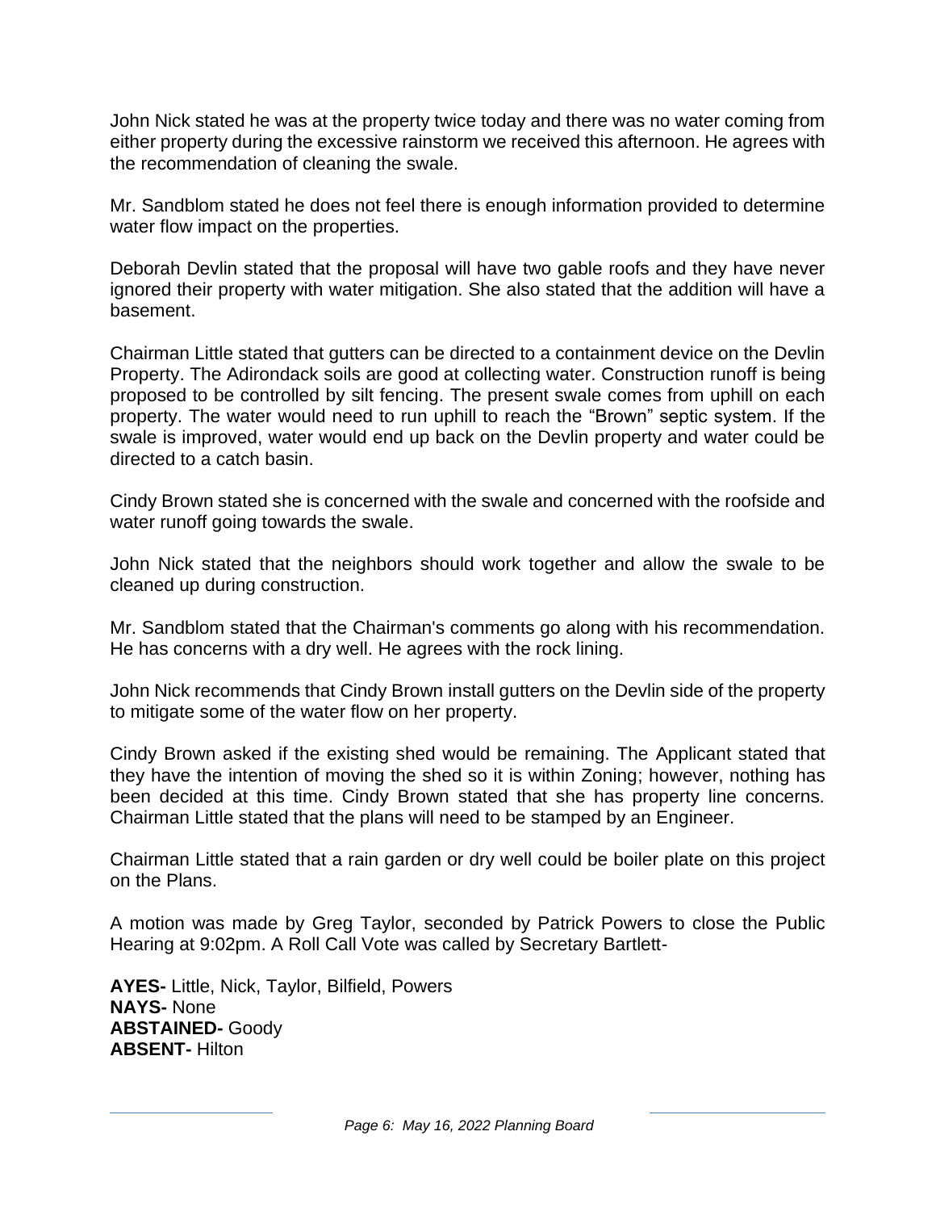John Nick stated he was at the property twice today and there was no water coming from either property during the excessive rainstorm we received this afternoon. He agrees with the recommendation of cleaning the swale.

Mr. Sandblom stated he does not feel there is enough information provided to determine water flow impact on the properties.

Deborah Devlin stated that the proposal will have two gable roofs and they have never ignored their property with water mitigation. She also stated that the addition will have a basement.

Chairman Little stated that gutters can be directed to a containment device on the Devlin Property. The Adirondack soils are good at collecting water. Construction runoff is being proposed to be controlled by silt fencing. The present swale comes from uphill on each property. The water would need to run uphill to reach the "Brown" septic system. If the swale is improved, water would end up back on the Devlin property and water could be directed to a catch basin.

Cindy Brown stated she is concerned with the swale and concerned with the roofside and water runoff going towards the swale.

John Nick stated that the neighbors should work together and allow the swale to be cleaned up during construction.

Mr. Sandblom stated that the Chairman's comments go along with his recommendation. He has concerns with a dry well. He agrees with the rock lining.

John Nick recommends that Cindy Brown install gutters on the Devlin side of the property to mitigate some of the water flow on her property.

Cindy Brown asked if the existing shed would be remaining. The Applicant stated that they have the intention of moving the shed so it is within Zoning; however, nothing has been decided at this time. Cindy Brown stated that she has property line concerns. Chairman Little stated that the plans will need to be stamped by an Engineer.

Chairman Little stated that a rain garden or dry well could be boiler plate on this project on the Plans.

A motion was made by Greg Taylor, seconded by Patrick Powers to close the Public Hearing at 9:02pm. A Roll Call Vote was called by Secretary Bartlett-

**AYES-** Little, Nick, Taylor, Bilfield, Powers
**NAYS-** None
**ABSTAINED-** Goody
**ABSENT-** Hilton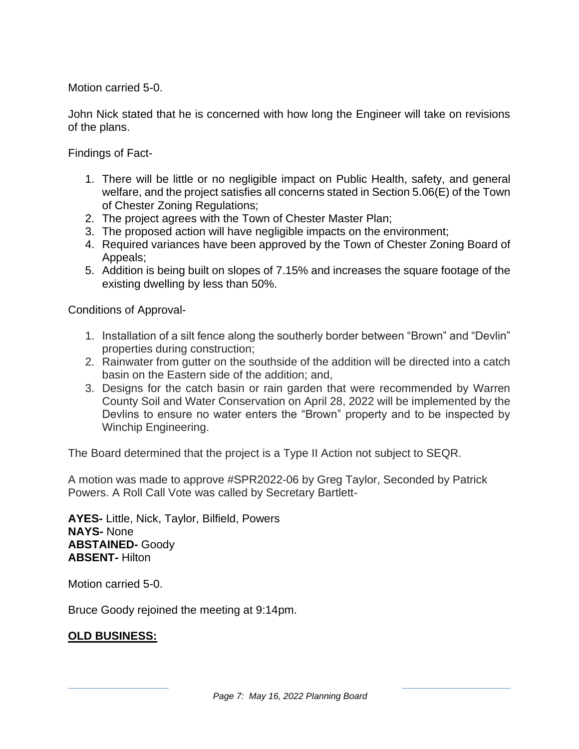Motion carried 5-0.

John Nick stated that he is concerned with how long the Engineer will take on revisions of the plans.

Findings of Fact-

1. There will be little or no negligible impact on Public Health, safety, and general welfare, and the project satisfies all concerns stated in Section 5.06(E) of the Town of Chester Zoning Regulations;
2. The project agrees with the Town of Chester Master Plan;
3. The proposed action will have negligible impacts on the environment;
4. Required variances have been approved by the Town of Chester Zoning Board of Appeals;
5. Addition is being built on slopes of 7.15% and increases the square footage of the existing dwelling by less than 50%.

Conditions of Approval-

1. Installation of a silt fence along the southerly border between "Brown" and "Devlin" properties during construction;
2. Rainwater from gutter on the southside of the addition will be directed into a catch basin on the Eastern side of the addition; and,
3. Designs for the catch basin or rain garden that were recommended by Warren County Soil and Water Conservation on April 28, 2022 will be implemented by the Devlins to ensure no water enters the "Brown" property and to be inspected by Winchip Engineering.

The Board determined that the project is a Type II Action not subject to SEQR.

A motion was made to approve #SPR2022-06 by Greg Taylor, Seconded by Patrick Powers. A Roll Call Vote was called by Secretary Bartlett-

**AYES-** Little, Nick, Taylor, Bilfield, Powers
**NAYS-** None
**ABSTAINED-** Goody
**ABSENT-** Hilton

Motion carried 5-0.

Bruce Goody rejoined the meeting at 9:14pm.

## **OLD BUSINESS:**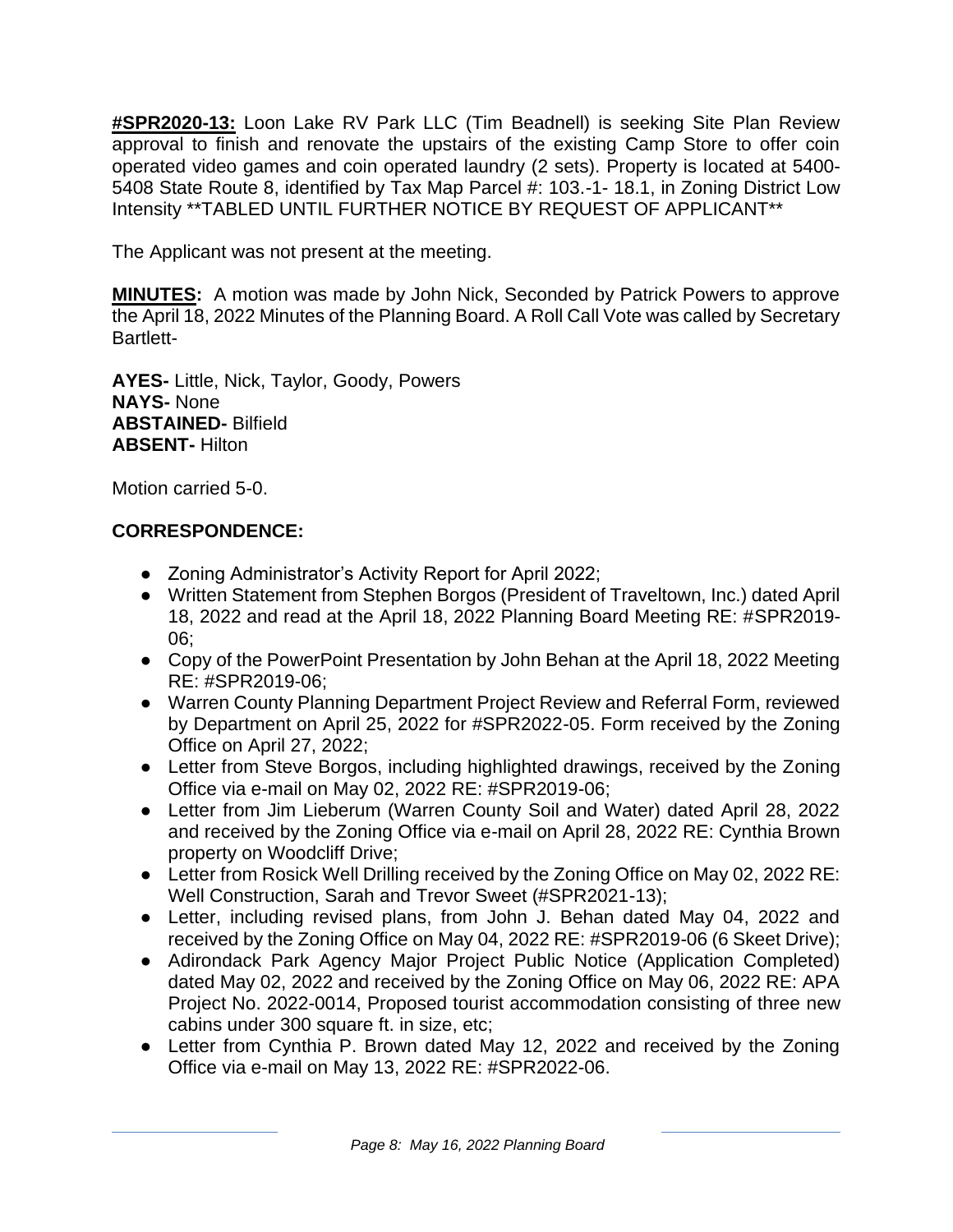**#SPR2020-13:** Loon Lake RV Park LLC (Tim Beadnell) is seeking Site Plan Review approval to finish and renovate the upstairs of the existing Camp Store to offer coin operated video games and coin operated laundry (2 sets). Property is located at 5400-5408 State Route 8, identified by Tax Map Parcel #: 103.-1- 18.1, in Zoning District Low Intensity **TABLED UNTIL FURTHER NOTICE BY REQUEST OF APPLICANT**

The Applicant was not present at the meeting.

**MINUTES:** A motion was made by John Nick, Seconded by Patrick Powers to approve the April 18, 2022 Minutes of the Planning Board. A Roll Call Vote was called by Secretary Bartlett-

**AYES-** Little, Nick, Taylor, Goody, Powers
**NAYS-** None
**ABSTAINED-** Bilfield
**ABSENT-** Hilton

Motion carried 5-0.

## CORRESPONDENCE:

- Zoning Administrator's Activity Report for April 2022;
- Written Statement from Stephen Borgos (President of Traveltown, Inc.) dated April 18, 2022 and read at the April 18, 2022 Planning Board Meeting RE: #SPR2019-06;
- Copy of the PowerPoint Presentation by John Behan at the April 18, 2022 Meeting RE: #SPR2019-06;
- Warren County Planning Department Project Review and Referral Form, reviewed by Department on April 25, 2022 for #SPR2022-05. Form received by the Zoning Office on April 27, 2022;
- Letter from Steve Borgos, including highlighted drawings, received by the Zoning Office via e-mail on May 02, 2022 RE: #SPR2019-06;
- Letter from Jim Lieberum (Warren County Soil and Water) dated April 28, 2022 and received by the Zoning Office via e-mail on April 28, 2022 RE: Cynthia Brown property on Woodcliff Drive;
- Letter from Rosick Well Drilling received by the Zoning Office on May 02, 2022 RE: Well Construction, Sarah and Trevor Sweet (#SPR2021-13);
- Letter, including revised plans, from John J. Behan dated May 04, 2022 and received by the Zoning Office on May 04, 2022 RE: #SPR2019-06 (6 Skeet Drive);
- Adirondack Park Agency Major Project Public Notice (Application Completed) dated May 02, 2022 and received by the Zoning Office on May 06, 2022 RE: APA Project No. 2022-0014, Proposed tourist accommodation consisting of three new cabins under 300 square ft. in size, etc;
- Letter from Cynthia P. Brown dated May 12, 2022 and received by the Zoning Office via e-mail on May 13, 2022 RE: #SPR2022-06.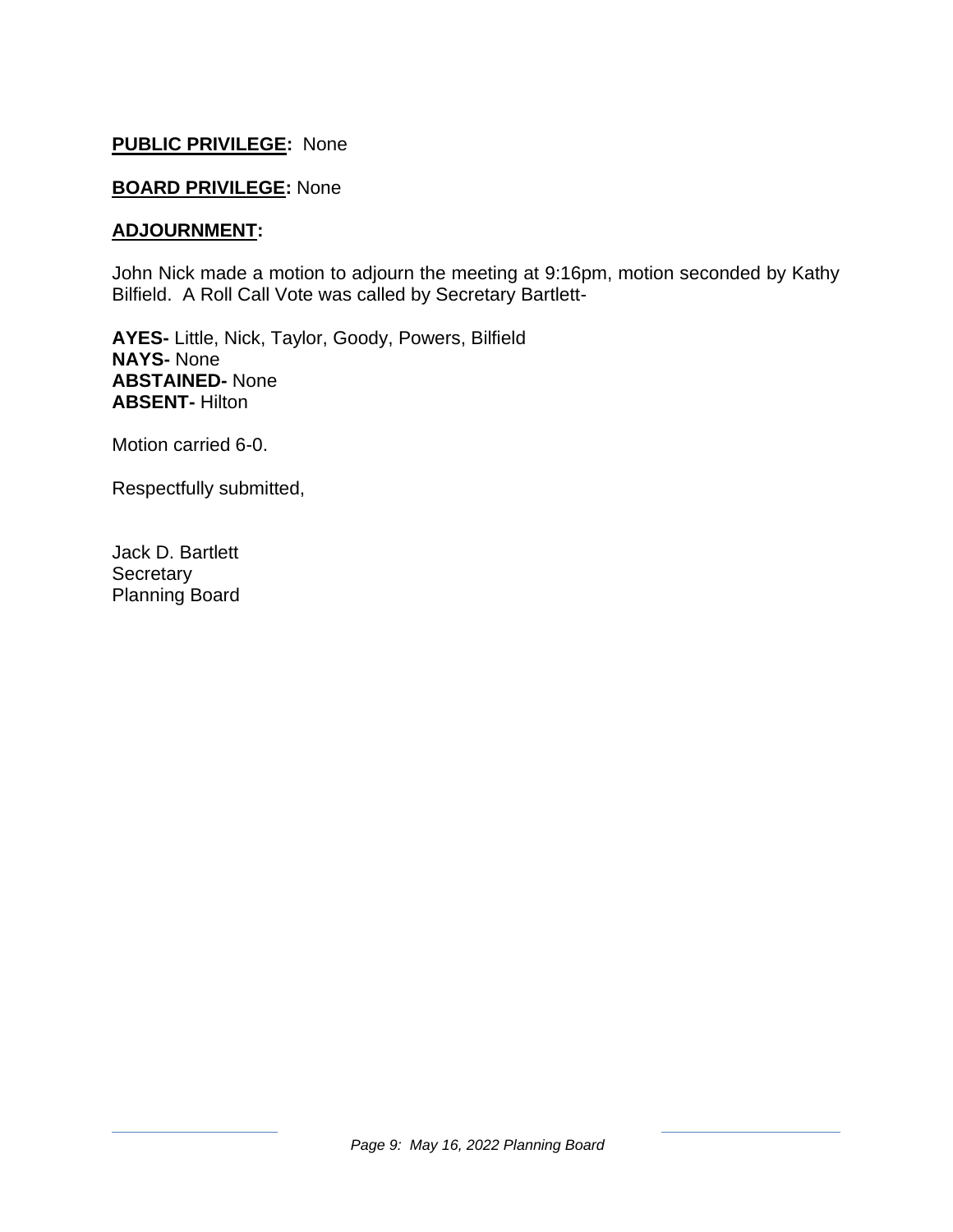**PUBLIC PRIVILEGE:** None

**BOARD PRIVILEGE:** None

**ADJOURNMENT:**

John Nick made a motion to adjourn the meeting at 9:16pm, motion seconded by Kathy Bilfield. A Roll Call Vote was called by Secretary Bartlett-

**AYES-** Little, Nick, Taylor, Goody, Powers, Bilfield
**NAYS-** None
**ABSTAINED-** None
**ABSENT-** Hilton

Motion carried 6-0.

Respectfully submitted,

Jack D. Bartlett
Secretary
Planning Board